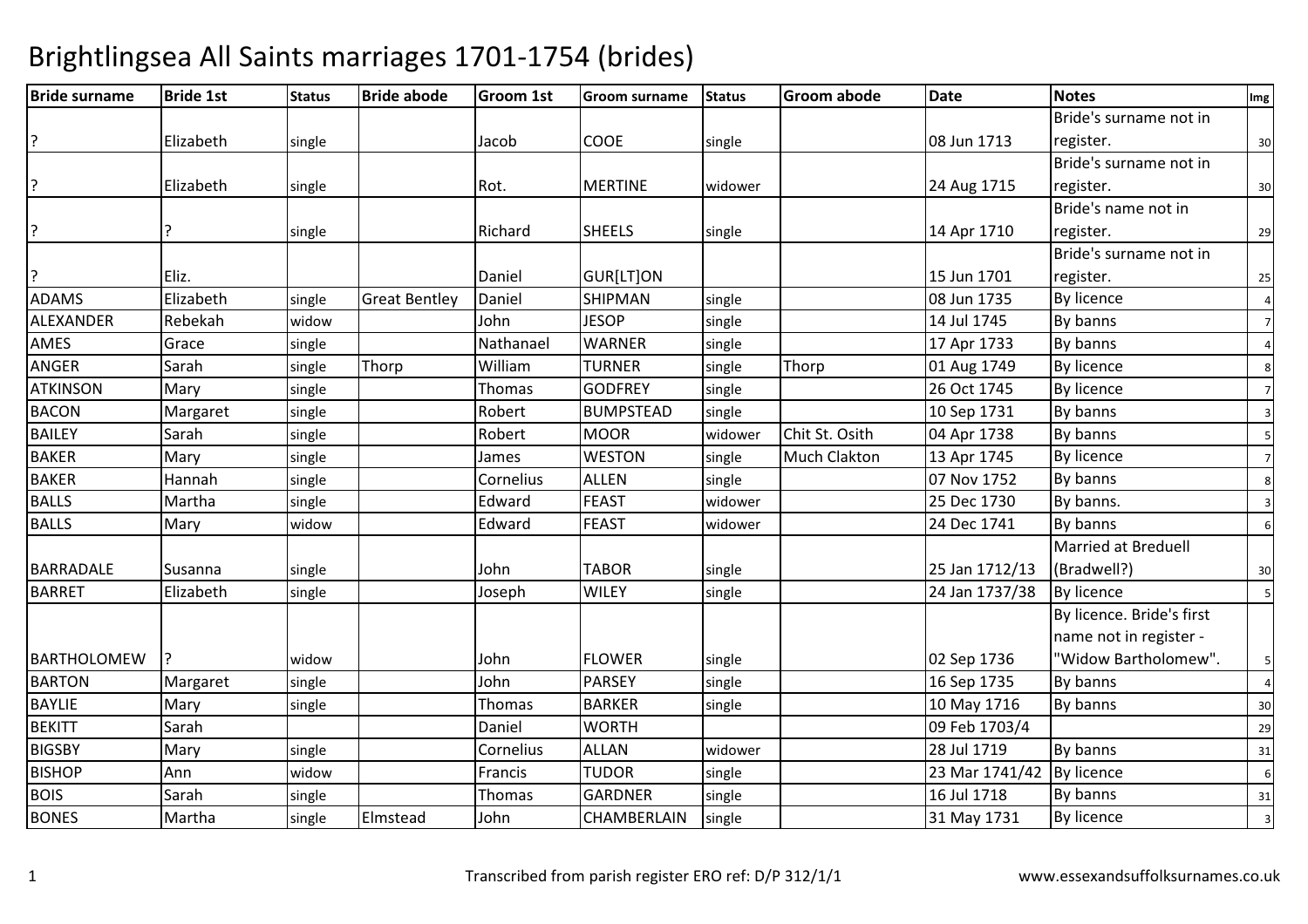# Brightlingsea All Saints marriages 1701-1754 (brides)

| Bride surname | Bride 1st | Status | Bride abode | Groom 1st | Groom surname | Status | Groom abode | Date | Notes | Img |
|---|---|---|---|---|---|---|---|---|---|---|
| ? | Elizabeth | single | | Jacob | COOE | single | | 08 Jun 1713 | Bride's surname not in register. | 30 |
| ? | Elizabeth | single | | Rot. | MERTINE | widower | | 24 Aug 1715 | Bride's surname not in register. | 30 |
| ? | ? | single | | Richard | SHEELS | single | | 14 Apr 1710 | Bride's name not in register. | 29 |
| ? | Eliz. | | | Daniel | GUR[LT]ON | | | 15 Jun 1701 | Bride's surname not in register. | 25 |
| ADAMS | Elizabeth | single | Great Bentley | Daniel | SHIPMAN | single | | 08 Jun 1735 | By licence | 4 |
| ALEXANDER | Rebekah | widow | | John | JESOP | single | | 14 Jul 1745 | By banns | 7 |
| AMES | Grace | single | | Nathanael | WARNER | single | | 17 Apr 1733 | By banns | 4 |
| ANGER | Sarah | single | Thorp | William | TURNER | single | Thorp | 01 Aug 1749 | By licence | 8 |
| ATKINSON | Mary | single | | Thomas | GODFREY | single | | 26 Oct 1745 | By licence | 7 |
| BACON | Margaret | single | | Robert | BUMPSTEAD | single | | 10 Sep 1731 | By banns | 3 |
| BAILEY | Sarah | single | | Robert | MOOR | widower | Chit St. Osith | 04 Apr 1738 | By banns | 5 |
| BAKER | Mary | single | | James | WESTON | single | Much Clakton | 13 Apr 1745 | By licence | 7 |
| BAKER | Hannah | single | | Cornelius | ALLEN | single | | 07 Nov 1752 | By banns | 8 |
| BALLS | Martha | single | | Edward | FEAST | widower | | 25 Dec 1730 | By banns. | 3 |
| BALLS | Mary | widow | | Edward | FEAST | widower | | 24 Dec 1741 | By banns | 6 |
| BARRADALE | Susanna | single | | John | TABOR | single | | 25 Jan 1712/13 | Married at Breduell (Bradwell?) | 30 |
| BARRET | Elizabeth | single | | Joseph | WILEY | single | | 24 Jan 1737/38 | By licence | 5 |
| BARTHOLOMEW | ? | widow | | John | FLOWER | single | | 02 Sep 1736 | By licence. Bride's first name not in register - "Widow Bartholomew". | 5 |
| BARTON | Margaret | single | | John | PARSEY | single | | 16 Sep 1735 | By banns | 4 |
| BAYLIE | Mary | single | | Thomas | BARKER | single | | 10 May 1716 | By banns | 30 |
| BEKITT | Sarah | | | Daniel | WORTH | | | 09 Feb 1703/4 | | 29 |
| BIGSBY | Mary | single | | Cornelius | ALLAN | widower | | 28 Jul 1719 | By banns | 31 |
| BISHOP | Ann | widow | | Francis | TUDOR | single | | 23 Mar 1741/42 | By licence | 6 |
| BOIS | Sarah | single | | Thomas | GARDNER | single | | 16 Jul 1718 | By banns | 31 |
| BONES | Martha | single | Elmstead | John | CHAMBERLAIN | single | | 31 May 1731 | By licence | 3 |

Transcribed from parish register ERO ref: D/P 312/1/1 www.essexandsuffolksurnames.co.uk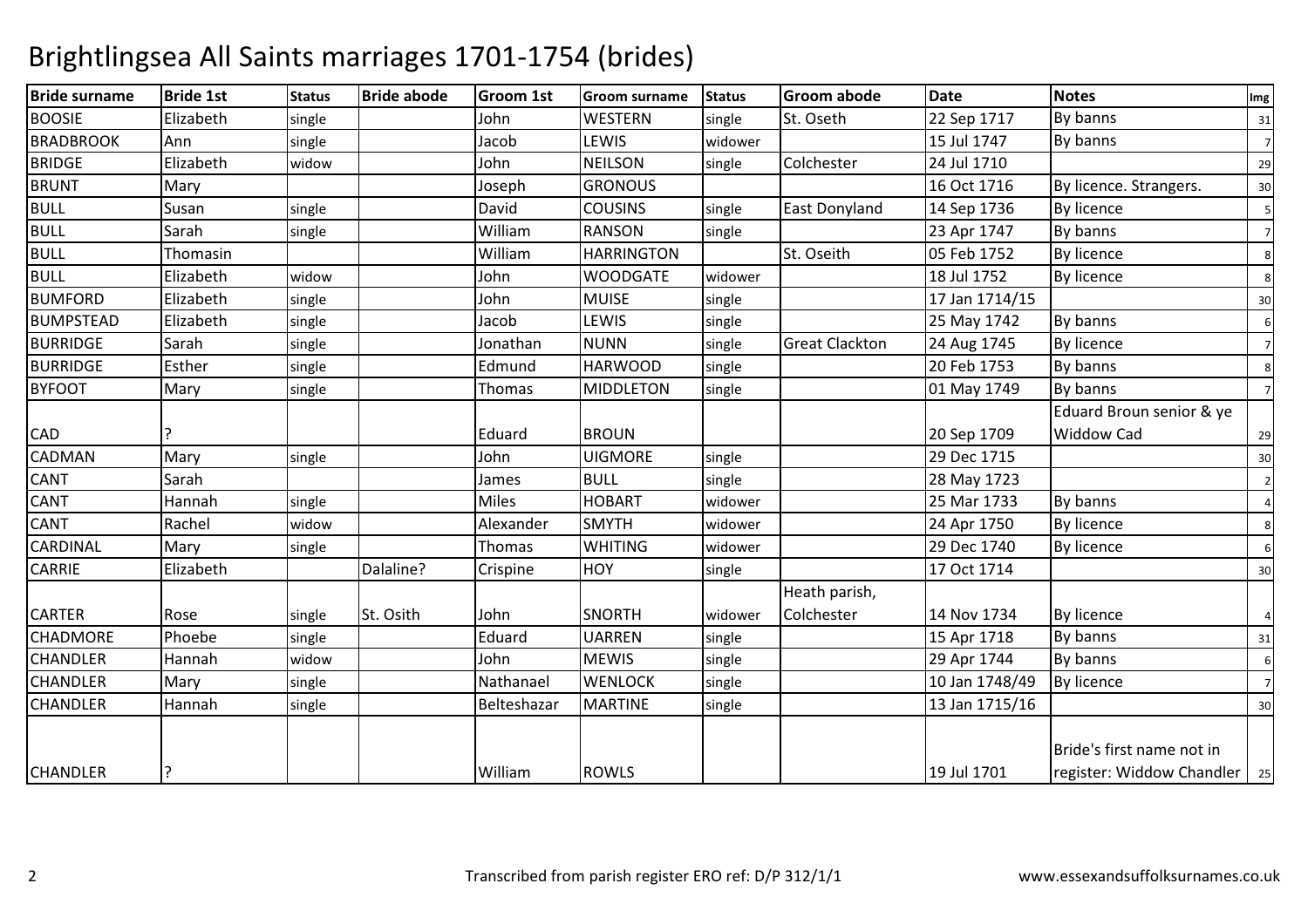# Brightlingsea All Saints marriages 1701-1754 (brides)

| Bride surname | Bride 1st | Status | Bride abode | Groom 1st | Groom surname | Status | Groom abode | Date | Notes | Img |
|---|---|---|---|---|---|---|---|---|---|---|
| BOOSIE | Elizabeth | single | | John | WESTERN | single | St. Oseth | 22 Sep 1717 | By banns | 31 |
| BRADBROOK | Ann | single | | Jacob | LEWIS | widower | | 15 Jul 1747 | By banns | 7 |
| BRIDGE | Elizabeth | widow | | John | NEILSON | single | Colchester | 24 Jul 1710 | | 29 |
| BRUNT | Mary | | | Joseph | GRONOUS | | | 16 Oct 1716 | By licence. Strangers. | 30 |
| BULL | Susan | single | | David | COUSINS | single | East Donyland | 14 Sep 1736 | By licence | 5 |
| BULL | Sarah | single | | William | RANSON | single | | 23 Apr 1747 | By banns | 7 |
| BULL | Thomasin | | | William | HARRINGTON | | St. Oseith | 05 Feb 1752 | By licence | 8 |
| BULL | Elizabeth | widow | | John | WOODGATE | widower | | 18 Jul 1752 | By licence | 8 |
| BUMFORD | Elizabeth | single | | John | MUISE | single | | 17 Jan 1714/15 | | 30 |
| BUMPSTEAD | Elizabeth | single | | Jacob | LEWIS | single | | 25 May 1742 | By banns | 6 |
| BURRIDGE | Sarah | single | | Jonathan | NUNN | single | Great Clackton | 24 Aug 1745 | By licence | 7 |
| BURRIDGE | Esther | single | | Edmund | HARWOOD | single | | 20 Feb 1753 | By banns | 8 |
| BYFOOT | Mary | single | | Thomas | MIDDLETON | single | | 01 May 1749 | By banns | 7 |
| CAD | ? | | | Eduard | BROUN | | | 20 Sep 1709 | Eduard Broun senior & ye Widdow Cad | 29 |
| CADMAN | Mary | single | | John | UIGMORE | single | | 29 Dec 1715 | | 30 |
| CANT | Sarah | | | James | BULL | single | | 28 May 1723 | | 2 |
| CANT | Hannah | single | | Miles | HOBART | widower | | 25 Mar 1733 | By banns | 4 |
| CANT | Rachel | widow | | Alexander | SMYTH | widower | | 24 Apr 1750 | By licence | 8 |
| CARDINAL | Mary | single | | Thomas | WHITING | widower | | 29 Dec 1740 | By licence | 6 |
| CARRIE | Elizabeth | | Dalaline? | Crispine | HOY | single | | 17 Oct 1714 | | 30 |
| CARTER | Rose | single | St. Osith | John | SNORTH | widower | Heath parish, Colchester | 14 Nov 1734 | By licence | 4 |
| CHADMORE | Phoebe | single | | Eduard | UARREN | single | | 15 Apr 1718 | By banns | 31 |
| CHANDLER | Hannah | widow | | John | MEWIS | single | | 29 Apr 1744 | By banns | 6 |
| CHANDLER | Mary | single | | Nathanael | WENLOCK | single | | 10 Jan 1748/49 | By licence | 7 |
| CHANDLER | Hannah | single | | Belteshazar | MARTINE | single | | 13 Jan 1715/16 | | 30 |
| CHANDLER | ? | | | William | ROWLS | | | 19 Jul 1701 | Bride's first name not in register: Widdow Chandler | 25 |

Transcribed from parish register ERO ref: D/P 312/1/1

www.essexandsuffolksurnames.co.uk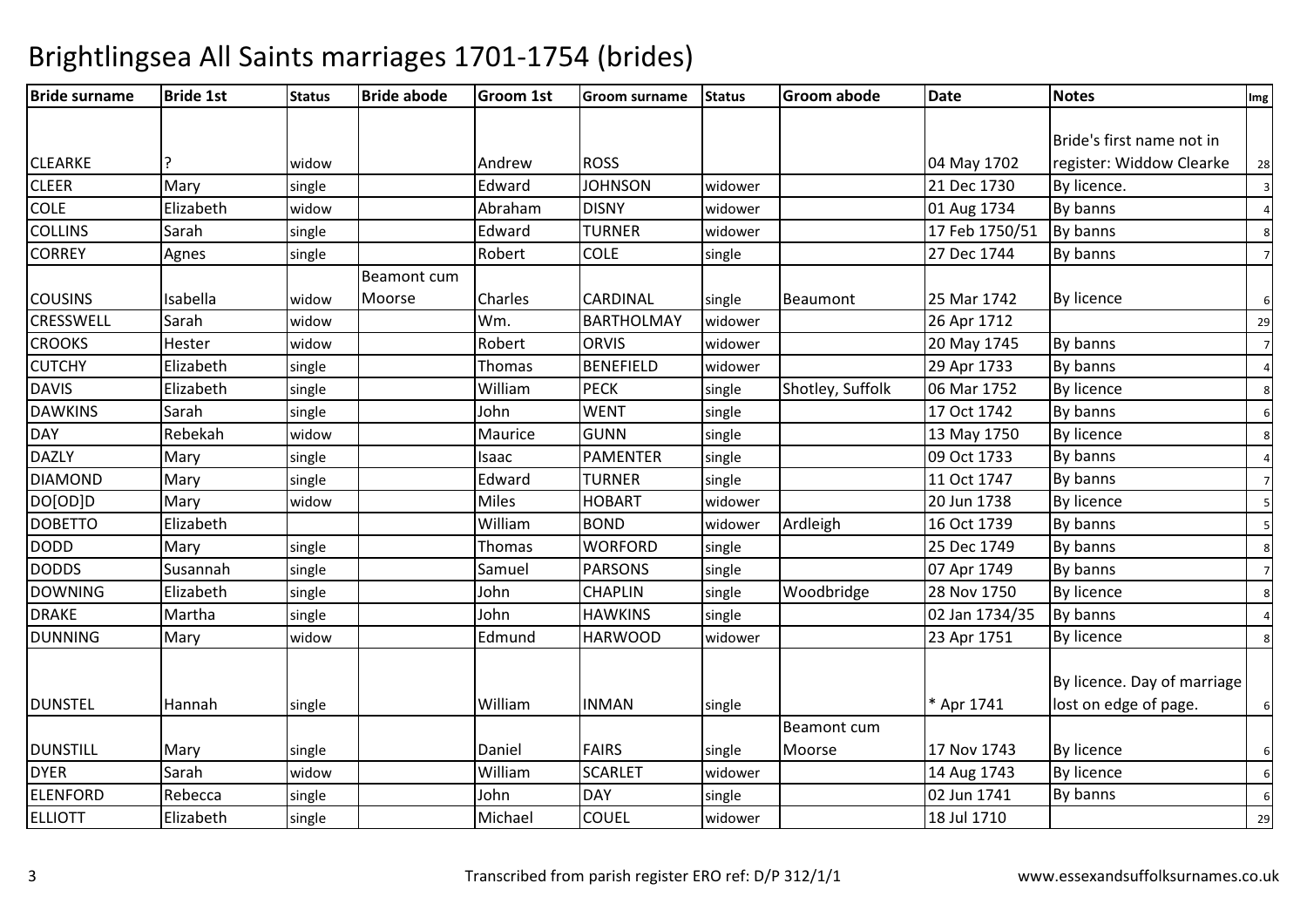# Brightlingsea All Saints marriages 1701-1754 (brides)

| Bride surname | Bride 1st | Status | Bride abode | Groom 1st | Groom surname | Status | Groom abode | Date | Notes | Img |
|---|---|---|---|---|---|---|---|---|---|---|
| CLEARKE | ? | widow | | Andrew | ROSS | | | 04 May 1702 | Bride's first name not in register: Widdow Clearke | 28 |
| CLEER | Mary | single | | Edward | JOHNSON | widower | | 21 Dec 1730 | By licence. | 3 |
| COLE | Elizabeth | widow | | Abraham | DISNY | widower | | 01 Aug 1734 | By banns | 4 |
| COLLINS | Sarah | single | | Edward | TURNER | widower | | 17 Feb 1750/51 | By banns | 8 |
| CORREY | Agnes | single | | Robert | COLE | single | | 27 Dec 1744 | By banns | 7 |
| COUSINS | Isabella | widow | Beamont cum Moorse | Charles | CARDINAL | single | Beaumont | 25 Mar 1742 | By licence | 6 |
| CRESSWELL | Sarah | widow | | Wm. | BARTHOLMAY | widower | | 26 Apr 1712 | | 29 |
| CROOKS | Hester | widow | | Robert | ORVIS | widower | | 20 May 1745 | By banns | 7 |
| CUTCHY | Elizabeth | single | | Thomas | BENEFIELD | widower | | 29 Apr 1733 | By banns | 4 |
| DAVIS | Elizabeth | single | | William | PECK | single | Shotley, Suffolk | 06 Mar 1752 | By licence | 8 |
| DAWKINS | Sarah | single | | John | WENT | single | | 17 Oct 1742 | By banns | 6 |
| DAY | Rebekah | widow | | Maurice | GUNN | single | | 13 May 1750 | By licence | 8 |
| DAZLY | Mary | single | | Isaac | PAMENTER | single | | 09 Oct 1733 | By banns | 4 |
| DIAMOND | Mary | single | | Edward | TURNER | single | | 11 Oct 1747 | By banns | 7 |
| DO[OD]D | Mary | widow | | Miles | HOBART | widower | | 20 Jun 1738 | By licence | 5 |
| DOBETTO | Elizabeth | | | William | BOND | widower | Ardleigh | 16 Oct 1739 | By banns | 5 |
| DODD | Mary | single | | Thomas | WORFORD | single | | 25 Dec 1749 | By banns | 8 |
| DODDS | Susannah | single | | Samuel | PARSONS | single | | 07 Apr 1749 | By banns | 7 |
| DOWNING | Elizabeth | single | | John | CHAPLIN | single | Woodbridge | 28 Nov 1750 | By licence | 8 |
| DRAKE | Martha | single | | John | HAWKINS | single | | 02 Jan 1734/35 | By banns | 4 |
| DUNNING | Mary | widow | | Edmund | HARWOOD | widower | | 23 Apr 1751 | By licence | 8 |
| DUNSTEL | Hannah | single | | William | INMAN | single | | * Apr 1741 | By licence. Day of marriage lost on edge of page. | 6 |
| DUNSTILL | Mary | single | | Daniel | FAIRS | single | Beamont cum Moorse | 17 Nov 1743 | By licence | 6 |
| DYER | Sarah | widow | | William | SCARLET | widower | | 14 Aug 1743 | By licence | 6 |
| ELENFORD | Rebecca | single | | John | DAY | single | | 02 Jun 1741 | By banns | 6 |
| ELLIOTT | Elizabeth | single | | Michael | COUEL | widower | | 18 Jul 1710 | | 29 |

Transcribed from parish register ERO ref: D/P 312/1/1 www.essexandsuffolksurnames.co.uk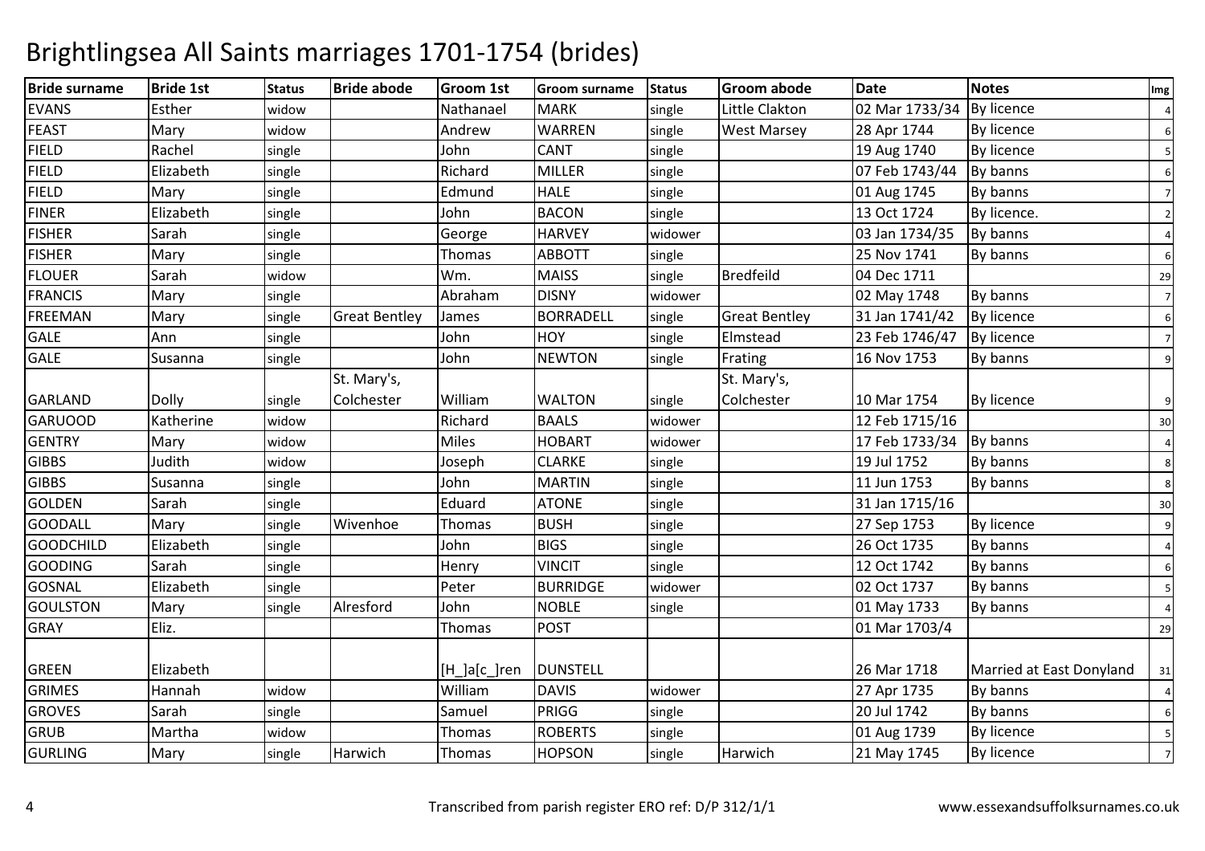# Brightlingsea All Saints marriages 1701-1754 (brides)

| Bride surname | Bride 1st | Status | Bride abode | Groom 1st | Groom surname | Status | Groom abode | Date | Notes | Img |
|---|---|---|---|---|---|---|---|---|---|---|
| EVANS | Esther | widow | | Nathanael | MARK | single | Little Clakton | 02 Mar 1733/34 | By licence | 4 |
| FEAST | Mary | widow | | Andrew | WARREN | single | West Marsey | 28 Apr 1744 | By licence | 6 |
| FIELD | Rachel | single | | John | CANT | single | | 19 Aug 1740 | By licence | 5 |
| FIELD | Elizabeth | single | | Richard | MILLER | single | | 07 Feb 1743/44 | By banns | 6 |
| FIELD | Mary | single | | Edmund | HALE | single | | 01 Aug 1745 | By banns | 7 |
| FINER | Elizabeth | single | | John | BACON | single | | 13 Oct 1724 | By licence. | 2 |
| FISHER | Sarah | single | | George | HARVEY | widower | | 03 Jan 1734/35 | By banns | 4 |
| FISHER | Mary | single | | Thomas | ABBOTT | single | | 25 Nov 1741 | By banns | 6 |
| FLOUER | Sarah | widow | | Wm. | MAISS | single | Bredfeild | 04 Dec 1711 | | 29 |
| FRANCIS | Mary | single | | Abraham | DISNY | widower | | 02 May 1748 | By banns | 7 |
| FREEMAN | Mary | single | Great Bentley | James | BORRADELL | single | Great Bentley | 31 Jan 1741/42 | By licence | 6 |
| GALE | Ann | single | | John | HOY | single | Elmstead | 23 Feb 1746/47 | By licence | 7 |
| GALE | Susanna | single | | John | NEWTON | single | Frating | 16 Nov 1753 | By banns | 9 |
| GARLAND | Dolly | single | St. Mary's, Colchester | William | WALTON | single | St. Mary's, Colchester | 10 Mar 1754 | By licence | 9 |
| GARUOOD | Katherine | widow | | Richard | BAALS | widower | | 12 Feb 1715/16 | | 30 |
| GENTRY | Mary | widow | | Miles | HOBART | widower | | 17 Feb 1733/34 | By banns | 4 |
| GIBBS | Judith | widow | | Joseph | CLARKE | single | | 19 Jul 1752 | By banns | 8 |
| GIBBS | Susanna | single | | John | MARTIN | single | | 11 Jun 1753 | By banns | 8 |
| GOLDEN | Sarah | single | | Eduard | ATONE | single | | 31 Jan 1715/16 | | 30 |
| GOODALL | Mary | single | Wivenhoe | Thomas | BUSH | single | | 27 Sep 1753 | By licence | 9 |
| GOODCHILD | Elizabeth | single | | John | BIGS | single | | 26 Oct 1735 | By banns | 4 |
| GOODING | Sarah | single | | Henry | VINCIT | single | | 12 Oct 1742 | By banns | 6 |
| GOSNAL | Elizabeth | single | | Peter | BURRIDGE | widower | | 02 Oct 1737 | By banns | 5 |
| GOULSTON | Mary | single | Alresford | John | NOBLE | single | | 01 May 1733 | By banns | 4 |
| GRAY | Eliz. | | | Thomas | POST | | | 01 Mar 1703/4 | | 29 |
| GREEN | Elizabeth | | | [H_]a[c_]ren | DUNSTELL | | | 26 Mar 1718 | Married at East Donyland | 31 |
| GRIMES | Hannah | widow | | William | DAVIS | widower | | 27 Apr 1735 | By banns | 4 |
| GROVES | Sarah | single | | Samuel | PRIGG | single | | 20 Jul 1742 | By banns | 6 |
| GRUB | Martha | widow | | Thomas | ROBERTS | single | | 01 Aug 1739 | By licence | 5 |
| GURLING | Mary | single | Harwich | Thomas | HOPSON | single | Harwich | 21 May 1745 | By licence | 7 |

Transcribed from parish register ERO ref: D/P 312/1/1

www.essexandsuffolksurnames.co.uk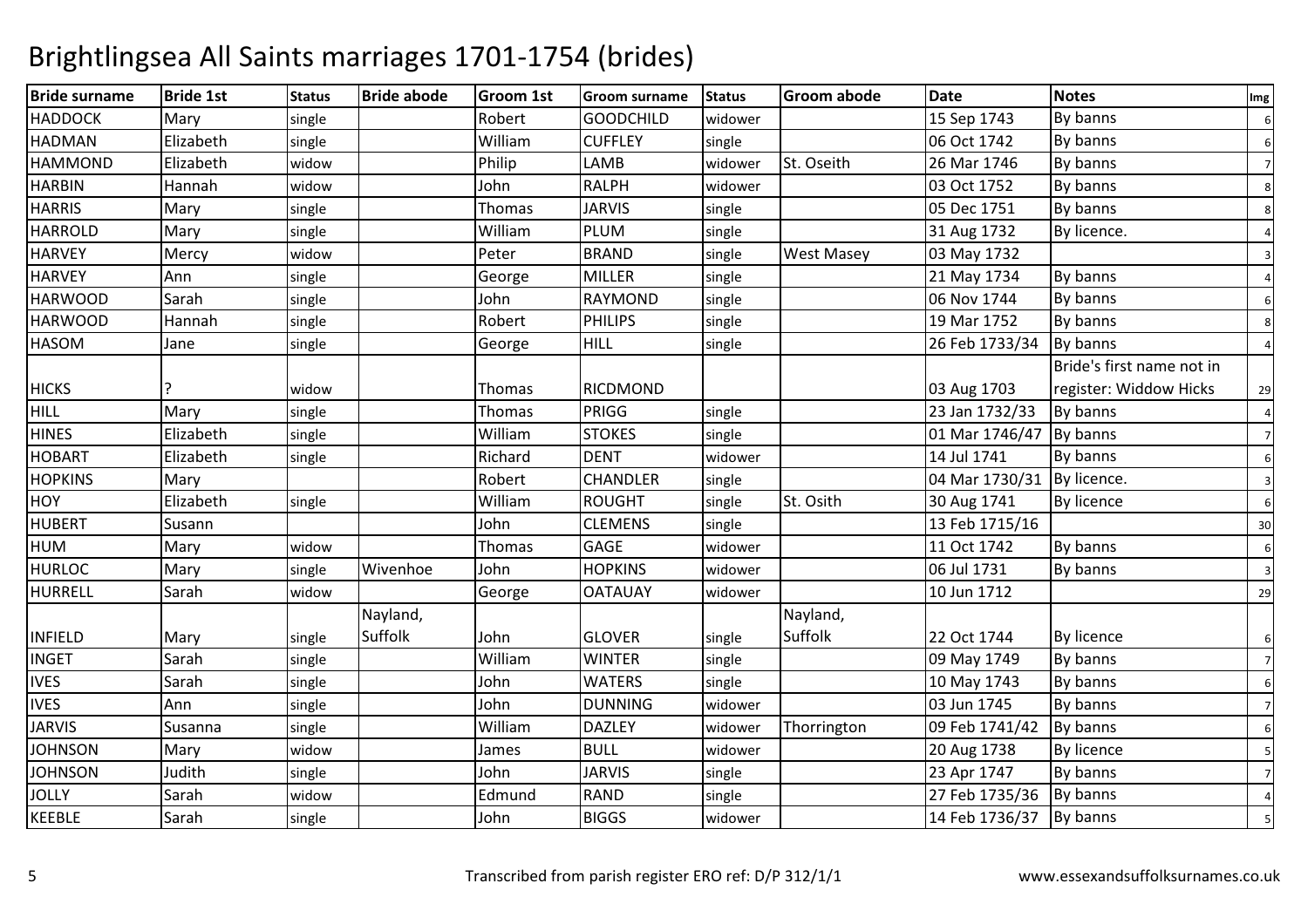# Brightlingsea All Saints marriages 1701-1754 (brides)

| Bride surname | Bride 1st | Status | Bride abode | Groom 1st | Groom surname | Status | Groom abode | Date | Notes | Img |
|---|---|---|---|---|---|---|---|---|---|---|
| HADDOCK | Mary | single | | Robert | GOODCHILD | widower | | 15 Sep 1743 | By banns | 6 |
| HADMAN | Elizabeth | single | | William | CUFFLEY | single | | 06 Oct 1742 | By banns | 6 |
| HAMMOND | Elizabeth | widow | | Philip | LAMB | widower | St. Oseith | 26 Mar 1746 | By banns | 7 |
| HARBIN | Hannah | widow | | John | RALPH | widower | | 03 Oct 1752 | By banns | 8 |
| HARRIS | Mary | single | | Thomas | JARVIS | single | | 05 Dec 1751 | By banns | 8 |
| HARROLD | Mary | single | | William | PLUM | single | | 31 Aug 1732 | By licence. | 4 |
| HARVEY | Mercy | widow | | Peter | BRAND | single | West Masey | 03 May 1732 | | 3 |
| HARVEY | Ann | single | | George | MILLER | single | | 21 May 1734 | By banns | 4 |
| HARWOOD | Sarah | single | | John | RAYMOND | single | | 06 Nov 1744 | By banns | 6 |
| HARWOOD | Hannah | single | | Robert | PHILIPS | single | | 19 Mar 1752 | By banns | 8 |
| HASOM | Jane | single | | George | HILL | single | | 26 Feb 1733/34 | By banns | 4 |
| HICKS | ? | widow | | Thomas | RICDMOND | | | 03 Aug 1703 | Bride's first name not in register: Widdow Hicks | 29 |
| HILL | Mary | single | | Thomas | PRIGG | single | | 23 Jan 1732/33 | By banns | 4 |
| HINES | Elizabeth | single | | William | STOKES | single | | 01 Mar 1746/47 | By banns | 7 |
| HOBART | Elizabeth | single | | Richard | DENT | widower | | 14 Jul 1741 | By banns | 6 |
| HOPKINS | Mary | | | Robert | CHANDLER | single | | 04 Mar 1730/31 | By licence. | 3 |
| HOY | Elizabeth | single | | William | ROUGHT | single | St. Osith | 30 Aug 1741 | By licence | 6 |
| HUBERT | Susann | | | John | CLEMENS | single | | 13 Feb 1715/16 | | 30 |
| HUM | Mary | widow | | Thomas | GAGE | widower | | 11 Oct 1742 | By banns | 6 |
| HURLOC | Mary | single | Wivenhoe | John | HOPKINS | widower | | 06 Jul 1731 | By banns | 3 |
| HURRELL | Sarah | widow | | George | OATAUAY | widower | | 10 Jun 1712 | | 29 |
| INFIELD | Mary | single | Nayland, Suffolk | John | GLOVER | single | Nayland, Suffolk | 22 Oct 1744 | By licence | 6 |
| INGET | Sarah | single | | William | WINTER | single | | 09 May 1749 | By banns | 7 |
| IVES | Sarah | single | | John | WATERS | single | | 10 May 1743 | By banns | 6 |
| IVES | Ann | single | | John | DUNNING | widower | | 03 Jun 1745 | By banns | 7 |
| JARVIS | Susanna | single | | William | DAZLEY | widower | Thorrington | 09 Feb 1741/42 | By banns | 6 |
| JOHNSON | Mary | widow | | James | BULL | widower | | 20 Aug 1738 | By licence | 5 |
| JOHNSON | Judith | single | | John | JARVIS | single | | 23 Apr 1747 | By banns | 7 |
| JOLLY | Sarah | widow | | Edmund | RAND | single | | 27 Feb 1735/36 | By banns | 4 |
| KEEBLE | Sarah | single | | John | BIGGS | widower | | 14 Feb 1736/37 | By banns | 5 |

Transcribed from parish register ERO ref: D/P 312/1/1 www.essexandsuffolksurnames.co.uk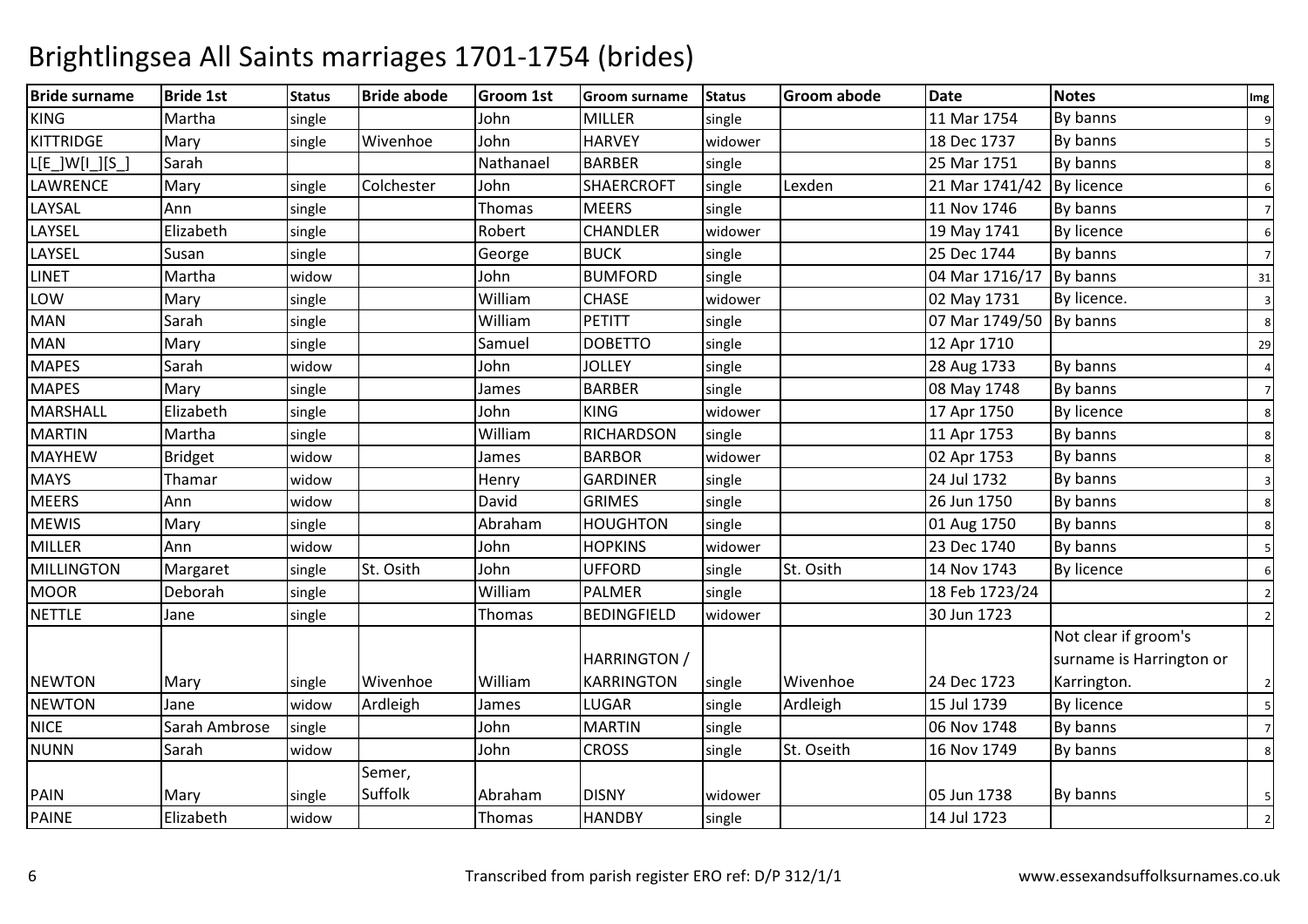# Brightlingsea All Saints marriages 1701-1754 (brides)

| Bride surname | Bride 1st | Status | Bride abode | Groom 1st | Groom surname | Status | Groom abode | Date | Notes | Img |
|---|---|---|---|---|---|---|---|---|---|---|
| KING | Martha | single | | John | MILLER | single | | 11 Mar 1754 | By banns | 9 |
| KITTRIDGE | Mary | single | Wivenhoe | John | HARVEY | widower | | 18 Dec 1737 | By banns | 5 |
| L[E_]W[I_][S_] | Sarah | | | Nathanael | BARBER | single | | 25 Mar 1751 | By banns | 8 |
| LAWRENCE | Mary | single | Colchester | John | SHAERCROFT | single | Lexden | 21 Mar 1741/42 | By licence | 6 |
| LAYSAL | Ann | single | | Thomas | MEERS | single | | 11 Nov 1746 | By banns | 7 |
| LAYSEL | Elizabeth | single | | Robert | CHANDLER | widower | | 19 May 1741 | By licence | 6 |
| LAYSEL | Susan | single | | George | BUCK | single | | 25 Dec 1744 | By banns | 7 |
| LINET | Martha | widow | | John | BUMFORD | single | | 04 Mar 1716/17 | By banns | 31 |
| LOW | Mary | single | | William | CHASE | widower | | 02 May 1731 | By licence. | 3 |
| MAN | Sarah | single | | William | PETITT | single | | 07 Mar 1749/50 | By banns | 8 |
| MAN | Mary | single | | Samuel | DOBETTO | single | | 12 Apr 1710 | | 29 |
| MAPES | Sarah | widow | | John | JOLLEY | single | | 28 Aug 1733 | By banns | 4 |
| MAPES | Mary | single | | James | BARBER | single | | 08 May 1748 | By banns | 7 |
| MARSHALL | Elizabeth | single | | John | KING | widower | | 17 Apr 1750 | By licence | 8 |
| MARTIN | Martha | single | | William | RICHARDSON | single | | 11 Apr 1753 | By banns | 8 |
| MAYHEW | Bridget | widow | | James | BARBOR | widower | | 02 Apr 1753 | By banns | 8 |
| MAYS | Thamar | widow | | Henry | GARDINER | single | | 24 Jul 1732 | By banns | 3 |
| MEERS | Ann | widow | | David | GRIMES | single | | 26 Jun 1750 | By banns | 8 |
| MEWIS | Mary | single | | Abraham | HOUGHTON | single | | 01 Aug 1750 | By banns | 8 |
| MILLER | Ann | widow | | John | HOPKINS | widower | | 23 Dec 1740 | By banns | 5 |
| MILLINGTON | Margaret | single | St. Osith | John | UFFORD | single | St. Osith | 14 Nov 1743 | By licence | 6 |
| MOOR | Deborah | single | | William | PALMER | single | | 18 Feb 1723/24 | | 2 |
| NETTLE | Jane | single | | Thomas | BEDINGFIELD | widower | | 30 Jun 1723 | | 2 |
| NEWTON | Mary | single | Wivenhoe | William | HARRINGTON / KARRINGTON | single | Wivenhoe | 24 Dec 1723 | Not clear if groom's surname is Harrington or Karrington. | 2 |
| NEWTON | Jane | widow | Ardleigh | James | LUGAR | single | Ardleigh | 15 Jul 1739 | By licence | 5 |
| NICE | Sarah Ambrose | single | | John | MARTIN | single | | 06 Nov 1748 | By banns | 7 |
| NUNN | Sarah | widow | | John | CROSS | single | St. Oseith | 16 Nov 1749 | By banns | 8 |
| PAIN | Mary | single | Semer, Suffolk | Abraham | DISNY | widower | | 05 Jun 1738 | By banns | 5 |
| PAINE | Elizabeth | widow | | Thomas | HANDBY | single | | 14 Jul 1723 | | 2 |

Transcribed from parish register ERO ref: D/P 312/1/1

www.essexandsuffolksurnames.co.uk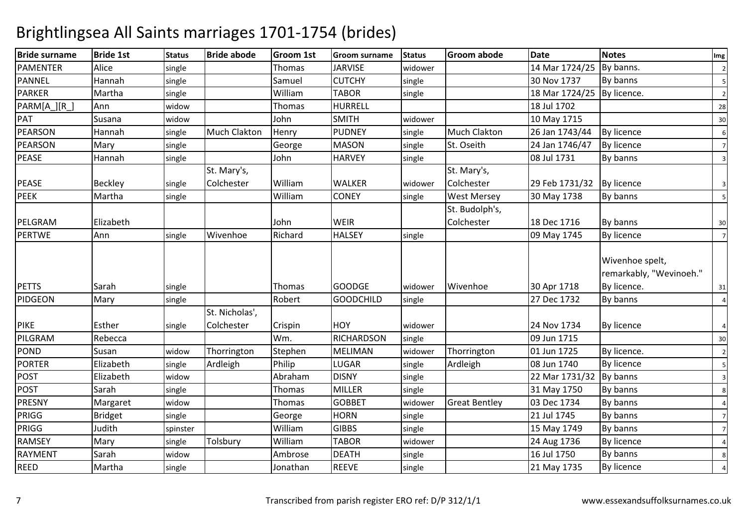# Brightlingsea All Saints marriages 1701-1754 (brides)

| Bride surname | Bride 1st | Status | Bride abode | Groom 1st | Groom surname | Status | Groom abode | Date | Notes | Img |
|---|---|---|---|---|---|---|---|---|---|---|
| PAMENTER | Alice | single | | Thomas | JARVISE | widower | | 14 Mar 1724/25 | By banns. | 2 |
| PANNEL | Hannah | single | | Samuel | CUTCHY | single | | 30 Nov 1737 | By banns | 5 |
| PARKER | Martha | single | | William | TABOR | single | | 18 Mar 1724/25 | By licence. | 2 |
| PARM[A_][R_] | Ann | widow | | Thomas | HURRELL | | | 18 Jul 1702 | | 28 |
| PAT | Susana | widow | | John | SMITH | widower | | 10 May 1715 | | 30 |
| PEARSON | Hannah | single | Much Clakton | Henry | PUDNEY | single | Much Clakton | 26 Jan 1743/44 | By licence | 6 |
| PEARSON | Mary | single | | George | MASON | single | St. Oseith | 24 Jan 1746/47 | By licence | 7 |
| PEASE | Hannah | single | | John | HARVEY | single | | 08 Jul 1731 | By banns | 3 |
| PEASE | Beckley | single | St. Mary's, Colchester | William | WALKER | widower | St. Mary's, Colchester | 29 Feb 1731/32 | By licence | 3 |
| PEEK | Martha | single | | William | CONEY | single | West Mersey | 30 May 1738 | By banns | 5 |
| PELGRAM | Elizabeth | | | John | WEIR | | St. Budolph's, Colchester | 18 Dec 1716 | By banns | 30 |
| PERTWE | Ann | single | Wivenhoe | Richard | HALSEY | single | | 09 May 1745 | By licence | 7 |
| PETTS | Sarah | single | | Thomas | GOODGE | widower | Wivenhoe | 30 Apr 1718 | Wivenhoe spelt, remarkably, "Wevinoeh." By licence. | 31 |
| PIDGEON | Mary | single | | Robert | GOODCHILD | single | | 27 Dec 1732 | By banns | 4 |
| PIKE | Esther | single | St. Nicholas', Colchester | Crispin | HOY | widower | | 24 Nov 1734 | By licence | 4 |
| PILGRAM | Rebecca | | | Wm. | RICHARDSON | single | | 09 Jun 1715 | | 30 |
| POND | Susan | widow | Thorrington | Stephen | MELIMAN | widower | Thorrington | 01 Jun 1725 | By licence. | 2 |
| PORTER | Elizabeth | single | Ardleigh | Philip | LUGAR | single | Ardleigh | 08 Jun 1740 | By licence | 5 |
| POST | Elizabeth | widow | | Abraham | DISNY | single | | 22 Mar 1731/32 | By banns | 3 |
| POST | Sarah | single | | Thomas | MILLER | single | | 31 May 1750 | By banns | 8 |
| PRESNY | Margaret | widow | | Thomas | GOBBET | widower | Great Bentley | 03 Dec 1734 | By banns | 4 |
| PRIGG | Bridget | single | | George | HORN | single | | 21 Jul 1745 | By banns | 7 |
| PRIGG | Judith | spinster | | William | GIBBS | single | | 15 May 1749 | By banns | 7 |
| RAMSEY | Mary | single | Tolsbury | William | TABOR | widower | | 24 Aug 1736 | By licence | 4 |
| RAYMENT | Sarah | widow | | Ambrose | DEATH | single | | 16 Jul 1750 | By banns | 8 |
| REED | Martha | single | | Jonathan | REEVE | single | | 21 May 1735 | By licence | 4 |

Transcribed from parish register ERO ref: D/P 312/1/1 www.essexandsuffolksurnames.co.uk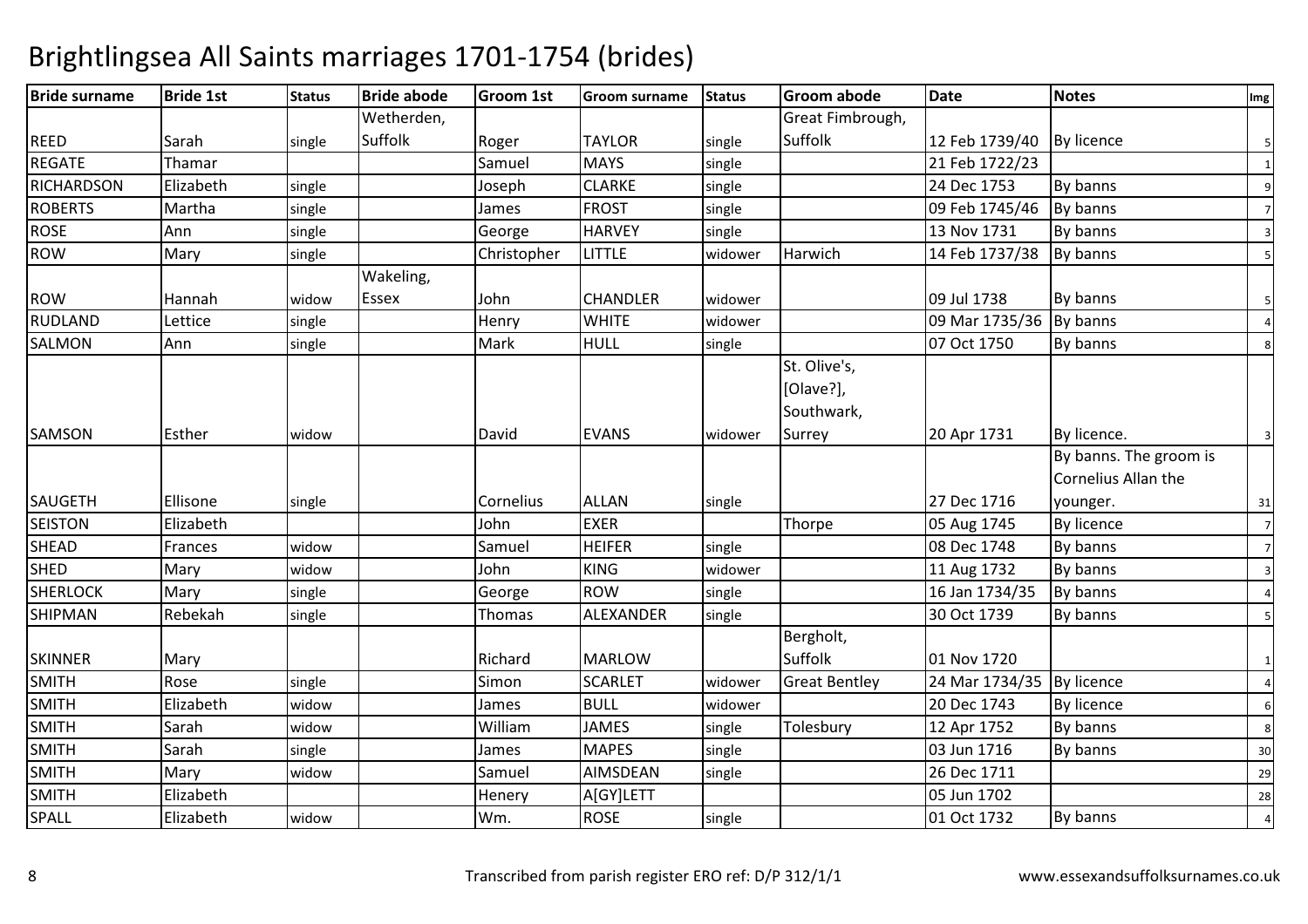# Brightlingsea All Saints marriages 1701-1754 (brides)

| Bride surname | Bride 1st | Status | Bride abode | Groom 1st | Groom surname | Status | Groom abode | Date | Notes | Img |
|---|---|---|---|---|---|---|---|---|---|---|
| REED | Sarah | single | Wetherden, Suffolk | Roger | TAYLOR | single | Great Fimbrough, Suffolk | 12 Feb 1739/40 | By licence | 5 |
| REGATE | Thamar | | | Samuel | MAYS | single | | 21 Feb 1722/23 | | 1 |
| RICHARDSON | Elizabeth | single | | Joseph | CLARKE | single | | 24 Dec 1753 | By banns | 9 |
| ROBERTS | Martha | single | | James | FROST | single | | 09 Feb 1745/46 | By banns | 7 |
| ROSE | Ann | single | | George | HARVEY | single | | 13 Nov 1731 | By banns | 3 |
| ROW | Mary | single | | Christopher | LITTLE | widower | Harwich | 14 Feb 1737/38 | By banns | 5 |
| ROW | Hannah | widow | Wakeling, Essex | John | CHANDLER | widower | | 09 Jul 1738 | By banns | 5 |
| RUDLAND | Lettice | single | | Henry | WHITE | widower | | 09 Mar 1735/36 | By banns | 4 |
| SALMON | Ann | single | | Mark | HULL | single | | 07 Oct 1750 | By banns | 8 |
| SAMSON | Esther | widow | | David | EVANS | widower | St. Olive's, [Olave?], Southwark, Surrey | 20 Apr 1731 | By licence. | 3 |
| SAUGETH | Ellisone | single | | Cornelius | ALLAN | single | | 27 Dec 1716 | By banns. The groom is Cornelius Allan the younger. | 31 |
| SEISTON | Elizabeth | | | John | EXER | | Thorpe | 05 Aug 1745 | By licence | 7 |
| SHEAD | Frances | widow | | Samuel | HEIFER | single | | 08 Dec 1748 | By banns | 7 |
| SHED | Mary | widow | | John | KING | widower | | 11 Aug 1732 | By banns | 3 |
| SHERLOCK | Mary | single | | George | ROW | single | | 16 Jan 1734/35 | By banns | 4 |
| SHIPMAN | Rebekah | single | | Thomas | ALEXANDER | single | | 30 Oct 1739 | By banns | 5 |
| SKINNER | Mary | | | Richard | MARLOW | | Bergholt, Suffolk | 01 Nov 1720 | | 1 |
| SMITH | Rose | single | | Simon | SCARLET | widower | Great Bentley | 24 Mar 1734/35 | By licence | 4 |
| SMITH | Elizabeth | widow | | James | BULL | widower | | 20 Dec 1743 | By licence | 6 |
| SMITH | Sarah | widow | | William | JAMES | single | Tolesbury | 12 Apr 1752 | By banns | 8 |
| SMITH | Sarah | single | | James | MAPES | single | | 03 Jun 1716 | By banns | 30 |
| SMITH | Mary | widow | | Samuel | AIMSDEAN | single | | 26 Dec 1711 | | 29 |
| SMITH | Elizabeth | | | Henery | A[GY]LETT | | | 05 Jun 1702 | | 28 |
| SPALL | Elizabeth | widow | | Wm. | ROSE | single | | 01 Oct 1732 | By banns | 4 |

Transcribed from parish register ERO ref: D/P 312/1/1 www.essexandsuffolksurnames.co.uk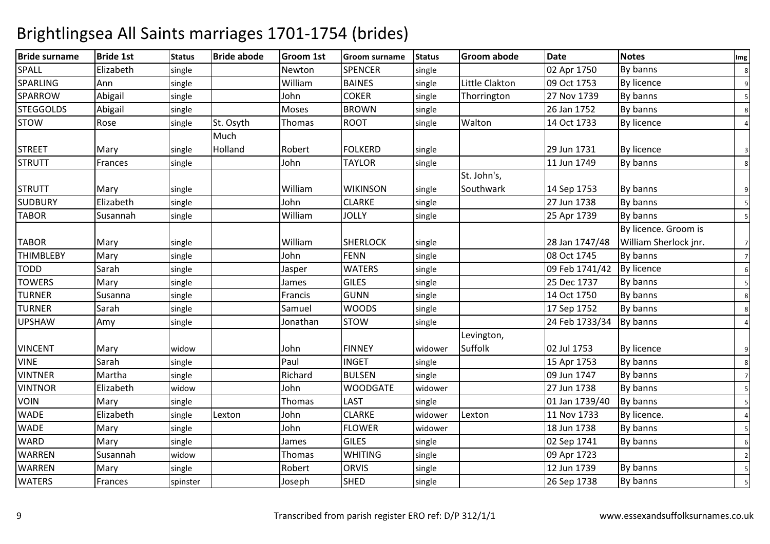# Brightlingsea All Saints marriages 1701-1754 (brides)

| Bride surname | Bride 1st | Status | Bride abode | Groom 1st | Groom surname | Status | Groom abode | Date | Notes | Img |
|---|---|---|---|---|---|---|---|---|---|---|
| SPALL | Elizabeth | single | | Newton | SPENCER | single | | 02 Apr 1750 | By banns | 8 |
| SPARLING | Ann | single | | William | BAINES | single | Little Clakton | 09 Oct 1753 | By licence | 9 |
| SPARROW | Abigail | single | | John | COKER | single | Thorrington | 27 Nov 1739 | By banns | 5 |
| STEGGOLDS | Abigail | single | | Moses | BROWN | single | | 26 Jan 1752 | By banns | 8 |
| STOW | Rose | single | St. Osyth | Thomas | ROOT | single | Walton | 14 Oct 1733 | By licence | 4 |
| STREET | Mary | single | Much Holland | Robert | FOLKERD | single | | 29 Jun 1731 | By licence | 3 |
| STRUTT | Frances | single | | John | TAYLOR | single | | 11 Jun 1749 | By banns | 8 |
| STRUTT | Mary | single | | William | WIKINSON | single | St. John's, Southwark | 14 Sep 1753 | By banns | 9 |
| SUDBURY | Elizabeth | single | | John | CLARKE | single | | 27 Jun 1738 | By banns | 5 |
| TABOR | Susannah | single | | William | JOLLY | single | | 25 Apr 1739 | By banns | 5 |
| TABOR | Mary | single | | William | SHERLOCK | single | | 28 Jan 1747/48 | By licence. Groom is William Sherlock jnr. | 7 |
| THIMBLEBY | Mary | single | | John | FENN | single | | 08 Oct 1745 | By banns | 7 |
| TODD | Sarah | single | | Jasper | WATERS | single | | 09 Feb 1741/42 | By licence | 6 |
| TOWERS | Mary | single | | James | GILES | single | | 25 Dec 1737 | By banns | 5 |
| TURNER | Susanna | single | | Francis | GUNN | single | | 14 Oct 1750 | By banns | 8 |
| TURNER | Sarah | single | | Samuel | WOODS | single | | 17 Sep 1752 | By banns | 8 |
| UPSHAW | Amy | single | | Jonathan | STOW | single | | 24 Feb 1733/34 | By banns | 4 |
| VINCENT | Mary | widow | | John | FINNEY | widower | Levington, Suffolk | 02 Jul 1753 | By licence | 9 |
| VINE | Sarah | single | | Paul | INGET | single | | 15 Apr 1753 | By banns | 8 |
| VINTNER | Martha | single | | Richard | BULSEN | single | | 09 Jun 1747 | By banns | 7 |
| VINTNOR | Elizabeth | widow | | John | WOODGATE | widower | | 27 Jun 1738 | By banns | 5 |
| VOIN | Mary | single | | Thomas | LAST | single | | 01 Jan 1739/40 | By banns | 5 |
| WADE | Elizabeth | single | Lexton | John | CLARKE | widower | Lexton | 11 Nov 1733 | By licence. | 4 |
| WADE | Mary | single | | John | FLOWER | widower | | 18 Jun 1738 | By banns | 5 |
| WARD | Mary | single | | James | GILES | single | | 02 Sep 1741 | By banns | 6 |
| WARREN | Susannah | widow | | Thomas | WHITING | single | | 09 Apr 1723 | | 2 |
| WARREN | Mary | single | | Robert | ORVIS | single | | 12 Jun 1739 | By banns | 5 |
| WATERS | Frances | spinster | | Joseph | SHED | single | | 26 Sep 1738 | By banns | 5 |

Transcribed from parish register ERO ref: D/P 312/1/1

www.essexandsuffolksurnames.co.uk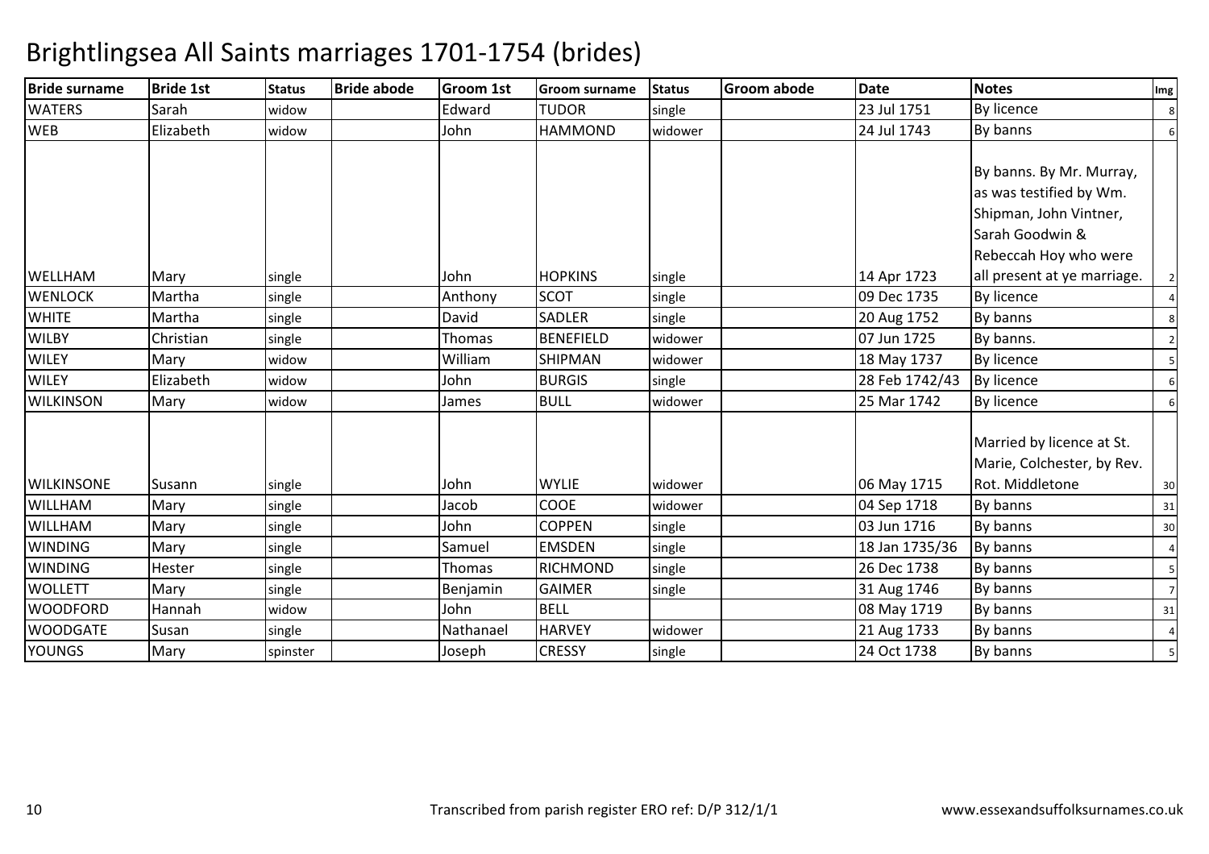# Brightlingsea All Saints marriages 1701-1754 (brides)

| Bride surname | Bride 1st | Status | Bride abode | Groom 1st | Groom surname | Status | Groom abode | Date | Notes | Img |
|---|---|---|---|---|---|---|---|---|---|---|
| WATERS | Sarah | widow | | Edward | TUDOR | single | | 23 Jul 1751 | By licence | 8 |
| WEB | Elizabeth | widow | | John | HAMMOND | widower | | 24 Jul 1743 | By banns | 6 |
| WELLHAM | Mary | single | | John | HOPKINS | single | | 14 Apr 1723 | By banns. By Mr. Murray, as was testified by Wm. Shipman, John Vintner, Sarah Goodwin & Rebeccah Hoy who were all present at ye marriage. | 2 |
| WENLOCK | Martha | single | | Anthony | SCOT | single | | 09 Dec 1735 | By licence | 4 |
| WHITE | Martha | single | | David | SADLER | single | | 20 Aug 1752 | By banns | 8 |
| WILBY | Christian | single | | Thomas | BENEFIELD | widower | | 07 Jun 1725 | By banns. | 2 |
| WILEY | Mary | widow | | William | SHIPMAN | widower | | 18 May 1737 | By licence | 5 |
| WILEY | Elizabeth | widow | | John | BURGIS | single | | 28 Feb 1742/43 | By licence | 6 |
| WILKINSON | Mary | widow | | James | BULL | widower | | 25 Mar 1742 | By licence | 6 |
| WILKINSONE | Susann | single | | John | WYLIE | widower | | 06 May 1715 | Married by licence at St. Marie, Colchester, by Rev. Rot. Middletone | 30 |
| WILLHAM | Mary | single | | Jacob | COOE | widower | | 04 Sep 1718 | By banns | 31 |
| WILLHAM | Mary | single | | John | COPPEN | single | | 03 Jun 1716 | By banns | 30 |
| WINDING | Mary | single | | Samuel | EMSDEN | single | | 18 Jan 1735/36 | By banns | 4 |
| WINDING | Hester | single | | Thomas | RICHMOND | single | | 26 Dec 1738 | By banns | 5 |
| WOLLETT | Mary | single | | Benjamin | GAIMER | single | | 31 Aug 1746 | By banns | 7 |
| WOODFORD | Hannah | widow | | John | BELL | | | 08 May 1719 | By banns | 31 |
| WOODGATE | Susan | single | | Nathanael | HARVEY | widower | | 21 Aug 1733 | By banns | 4 |
| YOUNGS | Mary | spinster | | Joseph | CRESSY | single | | 24 Oct 1738 | By banns | 5 |

Transcribed from parish register ERO ref: D/P 312/1/1

www.essexandsuffolksurnames.co.uk